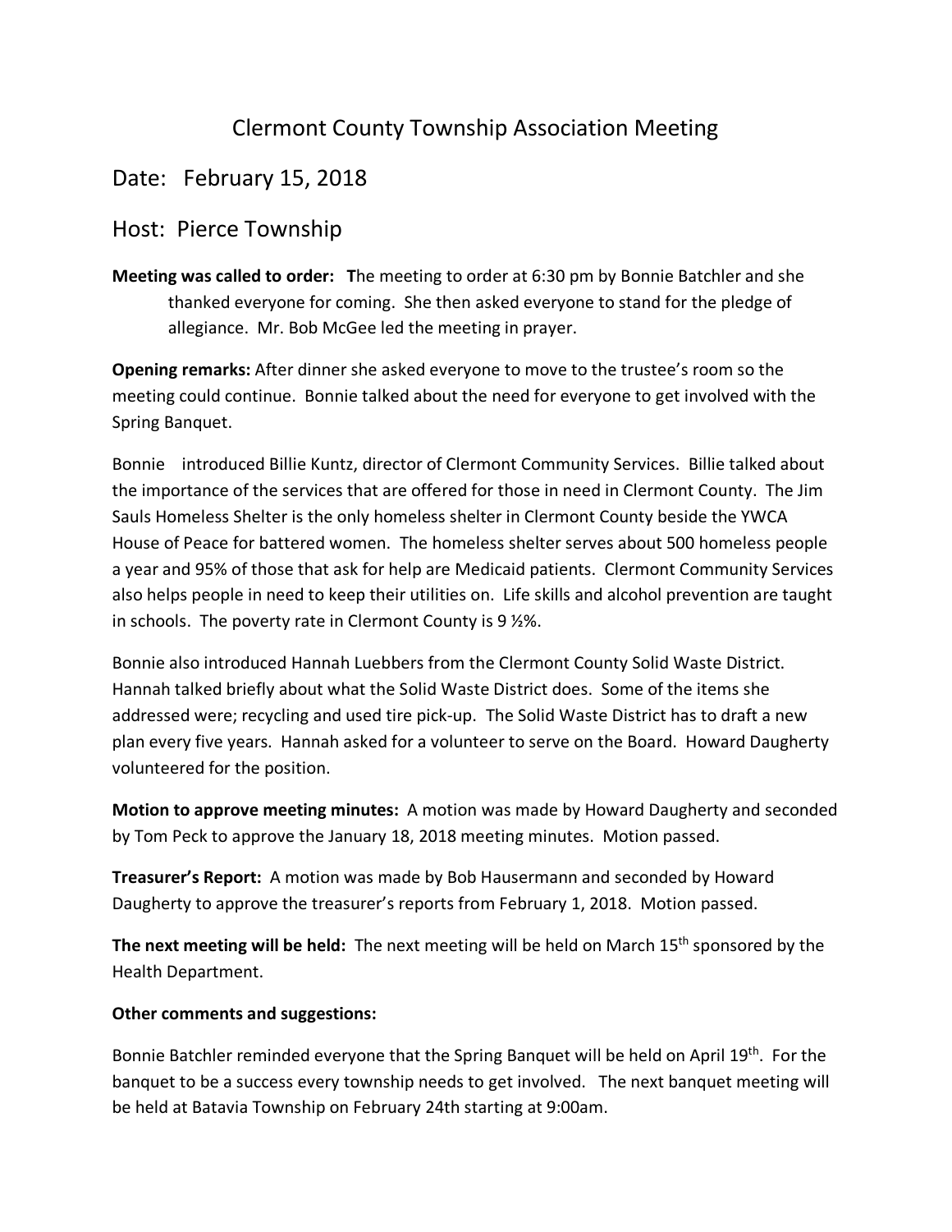# Clermont County Township Association Meeting

## Date: February 15, 2018

## Host: Pierce Township

**Meeting was called to order:** **T**he meeting to order at 6:30 pm by Bonnie Batchler and she thanked everyone for coming. She then asked everyone to stand for the pledge of allegiance. Mr. Bob McGee led the meeting in prayer.

**Opening remarks:** After dinner she asked everyone to move to the trustee's room so the meeting could continue. Bonnie talked about the need for everyone to get involved with the Spring Banquet.

Bonnie introduced Billie Kuntz, director of Clermont Community Services. Billie talked about the importance of the services that are offered for those in need in Clermont County. The Jim Sauls Homeless Shelter is the only homeless shelter in Clermont County beside the YWCA House of Peace for battered women. The homeless shelter serves about 500 homeless people a year and 95% of those that ask for help are Medicaid patients. Clermont Community Services also helps people in need to keep their utilities on. Life skills and alcohol prevention are taught in schools. The poverty rate in Clermont County is 9 ½%.

Bonnie also introduced Hannah Luebbers from the Clermont County Solid Waste District. Hannah talked briefly about what the Solid Waste District does. Some of the items she addressed were; recycling and used tire pick-up. The Solid Waste District has to draft a new plan every five years. Hannah asked for a volunteer to serve on the Board. Howard Daugherty volunteered for the position.

**Motion to approve meeting minutes:** A motion was made by Howard Daugherty and seconded by Tom Peck to approve the January 18, 2018 meeting minutes. Motion passed.

**Treasurer's Report:** A motion was made by Bob Hausermann and seconded by Howard Daugherty to approve the treasurer's reports from February 1, 2018. Motion passed.

**The next meeting will be held:** The next meeting will be held on March 15th sponsored by the Health Department.

**Other comments and suggestions:**

Bonnie Batchler reminded everyone that the Spring Banquet will be held on April 19th. For the banquet to be a success every township needs to get involved. The next banquet meeting will be held at Batavia Township on February 24th starting at 9:00am.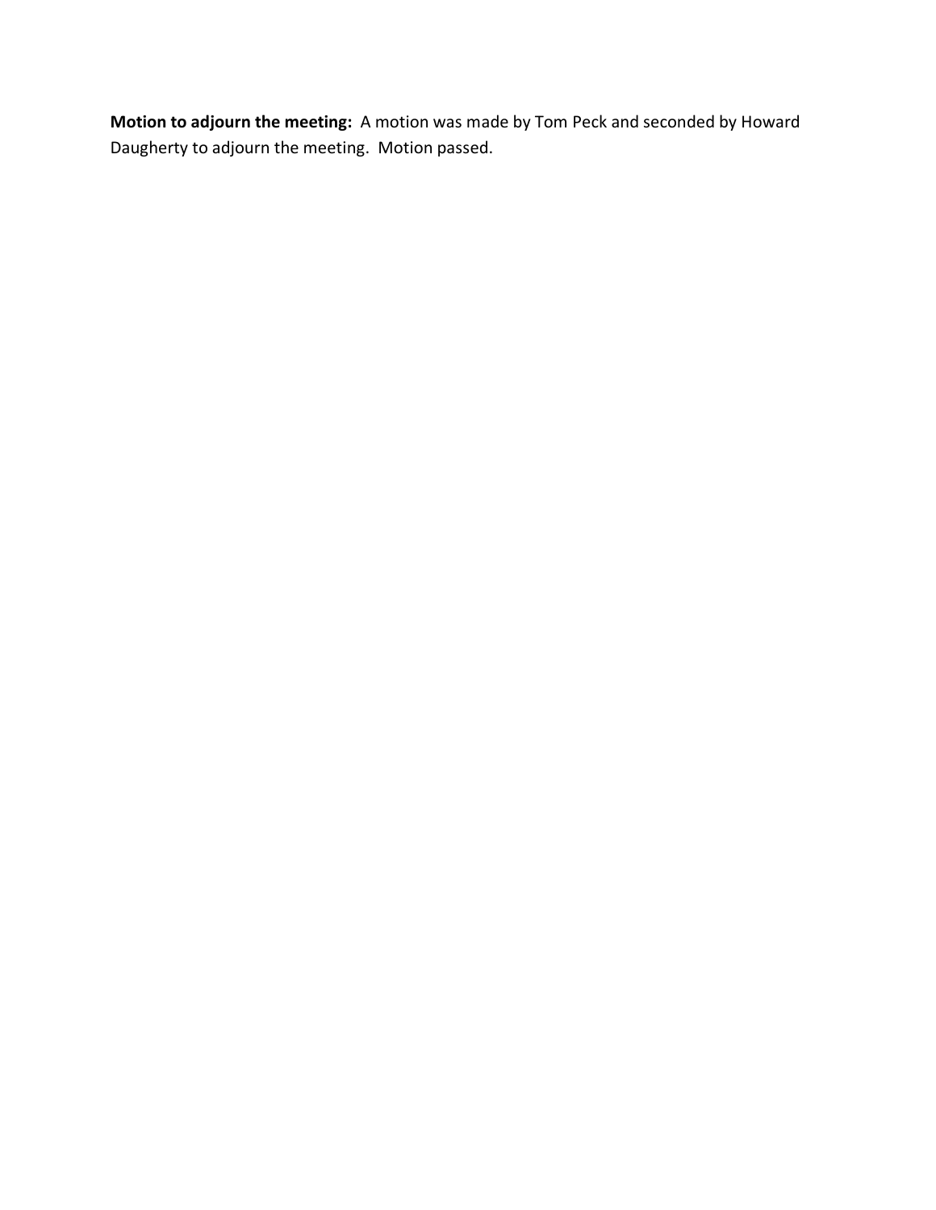**Motion to adjourn the meeting:** A motion was made by Tom Peck and seconded by Howard Daugherty to adjourn the meeting. Motion passed.